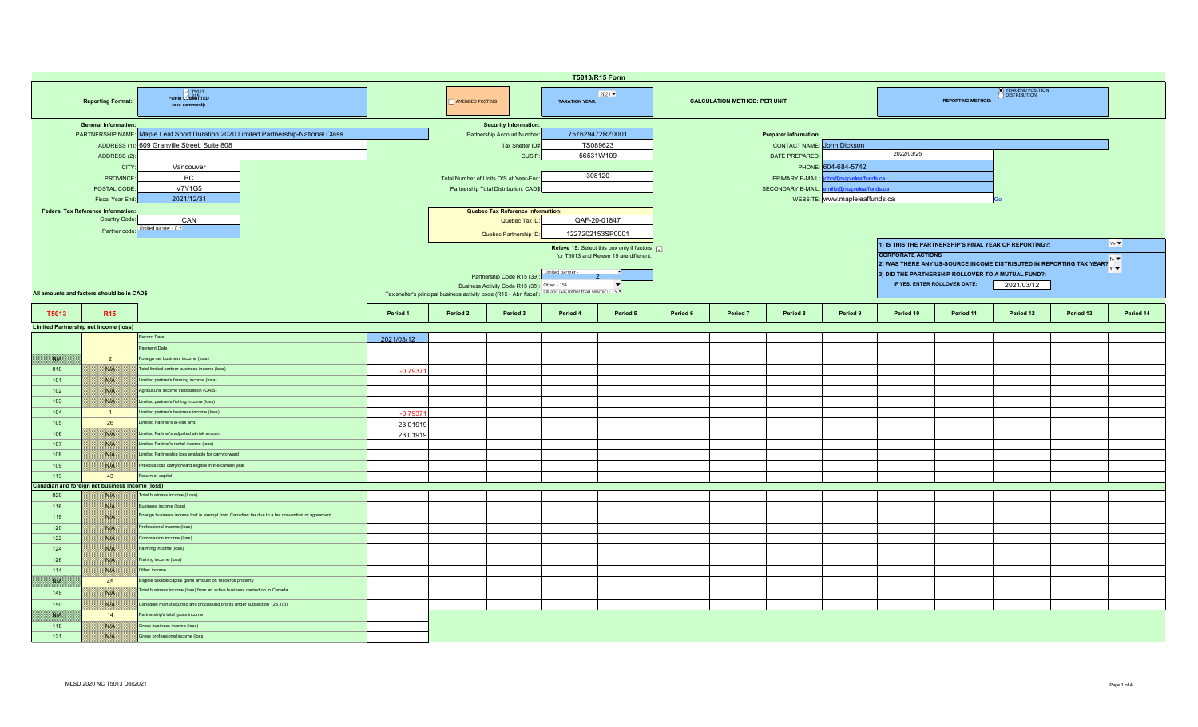# T5013/R15 Form

| Reporting Format: | T5013 / R15 FORM COMMITTED (see comment): | AMENDED POSTING | TAXATION YEAR: 2021 | CALCULATION METHOD: PER UNIT | REPORTING METHOD: YEAR-END POSITION / DISTRIBUTION |
|---|---|---|---|---|---|

## General Information:

| Field | Value |
|---|---|
| PARTNERSHIP NAME: | Maple Leaf Short Duration 2020 Limited Partnership-National Class |
| ADDRESS (1): | 609 Granville Street, Suite 808 |
| ADDRESS (2): | |
| CITY: | Vancouver |
| PROVINCE: | BC |
| POSTAL CODE: | V7Y1G5 |
| Fiscal Year End: | 2021/12/31 |

## Security Information:

| Field | Value |
|---|---|
| Partnership Account Number: | 757629472RZ0001 |
| Tax Shelter ID# | TS089623 |
| CUSIP: | 56531W109 |
| Total Number of Units O/S at Year-End: | 308120 |
| Partnership Total Distribution: CAD$ | |

## Preparer information:

| Field | Value |
|---|---|
| CONTACT NAME: | John Dickson |
| DATE PREPARED: | 2022/03/25 |
| PHONE: | 604-684-5742 |
| PRIMARY E-MAIL: | john@mapleleaffunds.ca |
| SECONDARY E-MAIL: | emilie@mapleleaffunds.ca |
| WEBSITE: | www.mapleleaffunds.ca |

## Federal Tax Reference Information:

| Field | Value |
|---|---|
| Country Code: | CAN |
| Partner code: | Limited partner - 0 |

## Quebec Tax Reference Information:

| Field | Value |
|---|---|
| Quebec Tax ID: | QAF-20-01847 |
| Quebec Partnership ID: | 1227202153SP0001 |

Releve 15: Select this box only if factors for T5013 and Releve 15 are different: ☑

| Field | Value |
|---|---|
| Partnership Code R15 (39): | Limited partner - 1 / 2 |
| Business Activity Code R15 (38): | Other - 154 |
| Tax shelter's principal business activity code (R15 - Abri fiscal): | Oil and Gas (other than seismic) - 15 |

1) IS THIS THE PARTNERSHIP'S FINAL YEAR OF REPORTING?: Yes

**CORPORATE ACTIONS**

2) WAS THERE ANY US-SOURCE INCOME DISTRIBUTED IN REPORTING TAX YEAR?: No

3) DID THE PARTNERSHIP ROLLOVER TO A MUTUAL FUND?: Y

IF YES, ENTER ROLLOVER DATE: 2021/03/12

All amounts and factors should be in CAD$

| T5013 | R15 | | Period 1 | Period 2 | Period 3 | Period 4 | Period 5 | Period 6 | Period 7 | Period 8 | Period 9 | Period 10 | Period 11 | Period 12 | Period 13 | Period 14 |
|---|---|---|---|---|---|---|---|---|---|---|---|---|---|---|---|---|
| **Limited Partnership net income (loss)** | | | | | | | | | | | | | | | | |
| | | Record Date | 2021/03/12 | | | | | | | | | | | | | |
| | | Payment Date | | | | | | | | | | | | | | |
| N/A | 2 | Foreign net business income (loss) | | | | | | | | | | | | | | |
| 010 | N/A | Total limited partner business income (loss) | -0.79371 | | | | | | | | | | | | | |
| 101 | N/A | Limited partner's farming income (loss) | | | | | | | | | | | | | | |
| 102 | N/A | Agricultural income stabilization (CAIS) | | | | | | | | | | | | | | |
| 103 | N/A | Limited partner's fishing income (loss) | | | | | | | | | | | | | | |
| 104 | 1 | Limited partner's business income (loss) | -0.79371 | | | | | | | | | | | | | |
| 105 | 26 | Limited Partner's at-risk amt. | 23.01919 | | | | | | | | | | | | | |
| 106 | N/A | Limited Partner's adjusted at-risk amount | 23.01919 | | | | | | | | | | | | | |
| 107 | N/A | Limited Partner's rental income (loss) | | | | | | | | | | | | | | |
| 108 | N/A | Limited Partnership loss available for carryforward | | | | | | | | | | | | | | |
| 109 | N/A | Previous loss carryforward eligible in the current year | | | | | | | | | | | | | | |
| 113 | 43 | Return of capital | | | | | | | | | | | | | | |
| **Canadian and foreign net business income (loss)** | | | | | | | | | | | | | | | | |
| 020 | N/A | Total business income (Loss) | | | | | | | | | | | | | | |
| 116 | N/A | Business income (loss) | | | | | | | | | | | | | | |
| 119 | N/A | Foreign business income that is exempt from Canadian tax due to a tax convention or agreement | | | | | | | | | | | | | | |
| 120 | N/A | Professional income (loss) | | | | | | | | | | | | | | |
| 122 | N/A | Commission income (loss) | | | | | | | | | | | | | | |
| 124 | N/A | Farming income (loss) | | | | | | | | | | | | | | |
| 126 | N/A | Fishing income (loss) | | | | | | | | | | | | | | |
| 114 | N/A | Other income | | | | | | | | | | | | | | |
| N/A | 45 | Eligible taxable capital gains amount on resource property | | | | | | | | | | | | | | |
| 149 | N/A | Total business income (loss) from an active business carried on in Canada | | | | | | | | | | | | | | |
| 150 | N/A | Canadian manufacturing and processing profits under subsection 125.1(3) | | | | | | | | | | | | | | |
| N/A | 14 | Partnership's total gross income | | | | | | | | | | | | | | |
| 118 | N/A | Gross business income (loss) | | | | | | | | | | | | | | |
| 121 | N/A | Gross professional income (loss) | | | | | | | | | | | | | | |

MLSD 2020 NC T5013 Dec2021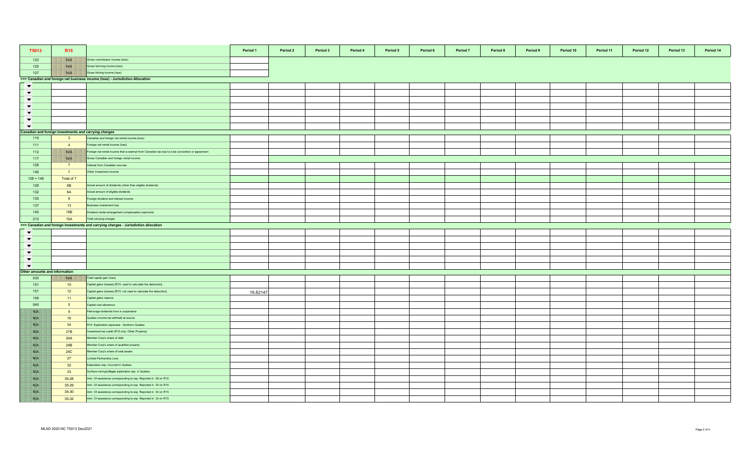| T5013 | R15 | | Period 1 | Period 2 | Period 3 | Period 4 | Period 5 | Period 6 | Period 7 | Period 8 | Period 9 | Period 10 | Period 11 | Period 12 | Period 13 | Period 14 |
|---|---|---|---|---|---|---|---|---|---|---|---|---|---|---|---|---|
| 123 | N/A | Gross commission income (loss) | | | | | | | | | | | | | | |
| 125 | N/A | Gross farming income (loss) | | | | | | | | | | | | | | |
| 127 | N/A | Gross fishing income (loss) | | | | | | | | | | | | | | |
| >>> Canadian and foreign net business income (loss) - Jurisdiction Allocation | | | | | | | | | | | | | | | | |
| | | | | | | | | | | | | | | | | |
| | | | | | | | | | | | | | | | | |
| | | | | | | | | | | | | | | | | |
| | | | | | | | | | | | | | | | | |
| | | | | | | | | | | | | | | | | |
| | | | | | | | | | | | | | | | | |
| | | | | | | | | | | | | | | | | |
| Canadian and foreign investments and carrying charges | | | | | | | | | | | | | | | | |
| 110 | 3 | Canadian and foreign net rental income (loss) | | | | | | | | | | | | | | |
| 111 | 4 | Foreign net rental income (loss) | | | | | | | | | | | | | | |
| 112 | N/A | Foreign net rental income that is exempt from Canadian tax due to a tax convention or agreement | | | | | | | | | | | | | | |
| 117 | N/A | Gross Canadian and foreign rental income | | | | | | | | | | | | | | |
| 128 | 7 | Interest from Canadian sources | | | | | | | | | | | | | | |
| 146 | 7 | Other investment income | | | | | | | | | | | | | | |
| 128 + 146 | Total of 7 | | | | | | | | | | | | | | | |
| 129 | 6B | Actual amount of dividends (other than eligible dividends) | | | | | | | | | | | | | | |
| 132 | 6A | Actual amount of eligible dividends | | | | | | | | | | | | | | |
| 135 | 8 | Foreign dividend and interest income | | | | | | | | | | | | | | |
| 137 | 13 | Business investment loss | | | | | | | | | | | | | | |
| 145 | 15B | Dividend rental arrangement compensation payments | | | | | | | | | | | | | | |
| 210 | 15A | Total carrying charges | | | | | | | | | | | | | | |
| >>> Canadian and foreign investments and carrying charges - Jurisdiction allocation | | | | | | | | | | | | | | | | |
| | | | | | | | | | | | | | | | | |
| | | | | | | | | | | | | | | | | |
| | | | | | | | | | | | | | | | | |
| | | | | | | | | | | | | | | | | |
| | | | | | | | | | | | | | | | | |
| | | | | | | | | | | | | | | | | |
| Other amounts and information | | | | | | | | | | | | | | | | |
| 030 | N/A | Total capital gain (loss) | | | | | | | | | | | | | | |
| 151 | 10 | Capital gains (losses) [R15: used to calculate the deduction] | | | | | | | | | | | | | | |
| 151 | 12 | Capital gains (losses) [R15: not used to calculate the deduction] | 16.82147 | | | | | | | | | | | | | |
| 159 | 11 | Capital gains reserve | | | | | | | | | | | | | | |
| 040 | 5 | Capital cost allowance | | | | | | | | | | | | | | |
| N/A | 9 | Patronage dividends from a cooperative | | | | | | | | | | | | | | |
| N/A | 16 | Quebec income tax withheld at source | | | | | | | | | | | | | | |
| N/A | 34 | R15: Exploration expenses - Northern Quebec | | | | | | | | | | | | | | |
| N/A | 21B | Investment tax credit (R15 only: Other Property) | | | | | | | | | | | | | | |
| N/A | 24A | Member Corp's share of debt | | | | | | | | | | | | | | |
| N/A | 24B | Member Corp's share of qualified property | | | | | | | | | | | | | | |
| N/A | 24C | Member Corp's share of total assets | | | | | | | | | | | | | | |
| N/A | 27 | Limited Partnership Loss | | | | | | | | | | | | | | |
| N/A | 32 | Exploration exp. Incurred in Quebec | | | | | | | | | | | | | | |
| N/A | 33 | Surface mining/oil&gas exploration exp. in Quebec | | | | | | | | | | | | | | |
| N/A | 35-28 | Amt. Of assistance corresponding to exp. Reported in 28 on R15 | | | | | | | | | | | | | | |
| N/A | 35-29 | Amt. Of assistance corresponding to exp. Reported in 30 on R15 | | | | | | | | | | | | | | |
| N/A | 35-30 | Amt. Of assistance corresponding to exp. Reported in 32 on R15 | | | | | | | | | | | | | | |
| N/A | 35-32 | Amt. Of assistance corresponding to exp. Reported in 33 on R15 | | | | | | | | | | | | | | |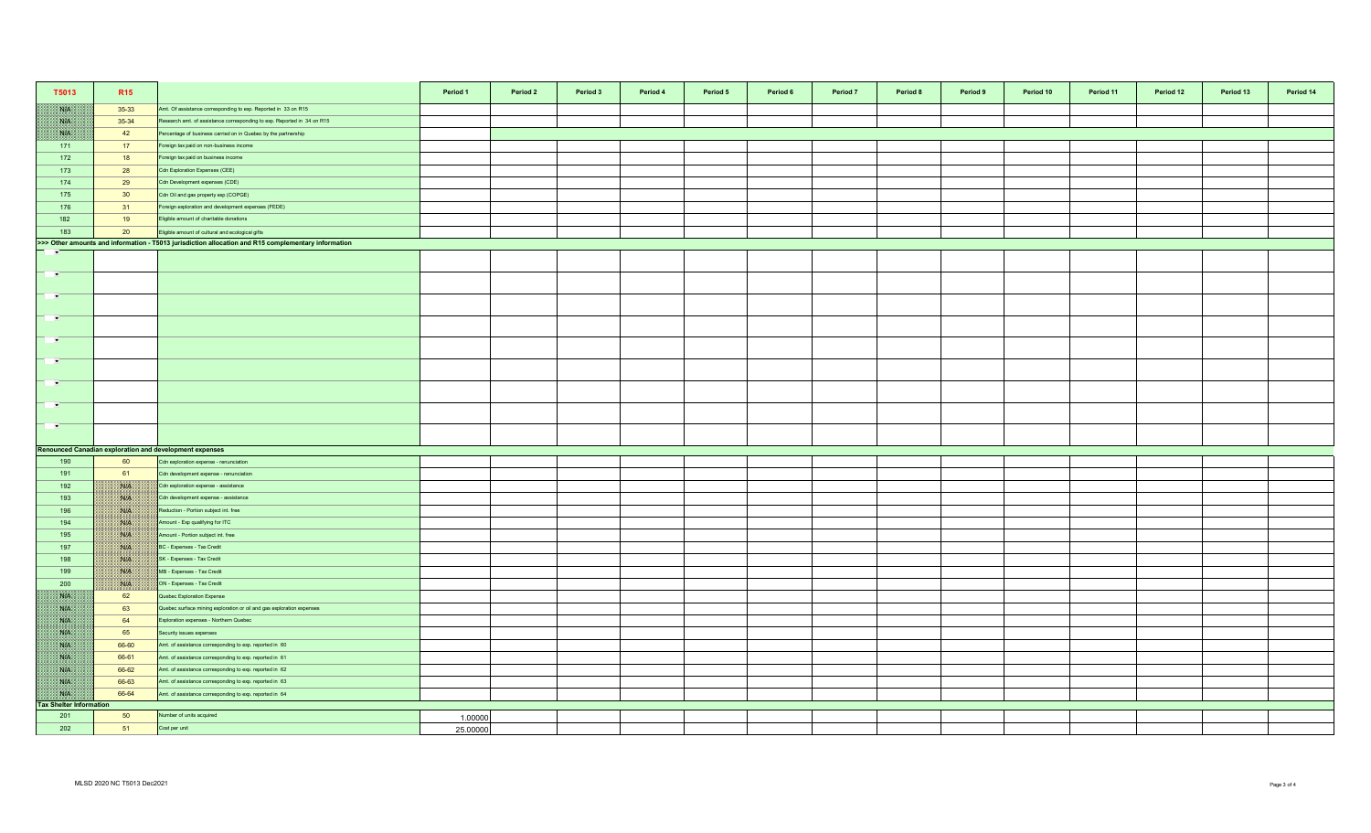| T5013 | R15 | | Period 1 | Period 2 | Period 3 | Period 4 | Period 5 | Period 6 | Period 7 | Period 8 | Period 9 | Period 10 | Period 11 | Period 12 | Period 13 | Period 14 |
|---|---|---|---|---|---|---|---|---|---|---|---|---|---|---|---|---|
| N/A | 35-33 | Amt. Of assistance corresponding to exp. Reported in 33 on R15 | | | | | | | | | | | | | | |
| N/A | 35-34 | Research amt. of assistance corresponding to exp. Reported in 34 on R15 | | | | | | | | | | | | | | |
| N/A | 42 | Percentage of business carried on in Quebec by the partnership | | | | | | | | | | | | | | |
| 171 | 17 | Foreign tax paid on non-business income | | | | | | | | | | | | | | |
| 172 | 18 | Foreign tax paid on business income | | | | | | | | | | | | | | |
| 173 | 28 | Cdn Exploration Expenses (CEE) | | | | | | | | | | | | | | |
| 174 | 29 | Cdn Development expenses (CDE) | | | | | | | | | | | | | | |
| 175 | 30 | Cdn Oil and gas property exp (COPGE) | | | | | | | | | | | | | | |
| 176 | 31 | Foreign exploration and development expenses (FEDE) | | | | | | | | | | | | | | |
| 182 | 19 | Eligible amount of charitable donations | | | | | | | | | | | | | | |
| 183 | 20 | Eligible amount of cultural and ecological gifts | | | | | | | | | | | | | | |
| **>>> Other amounts and information - T5013 jurisdiction allocation and R15 complementary information** | | | | | | | | | | | | | | | | |
| | | | | | | | | | | | | | | | | |
| | | | | | | | | | | | | | | | | |
| | | | | | | | | | | | | | | | | |
| | | | | | | | | | | | | | | | | |
| | | | | | | | | | | | | | | | | |
| | | | | | | | | | | | | | | | | |
| | | | | | | | | | | | | | | | | |
| | | | | | | | | | | | | | | | | |
| | | | | | | | | | | | | | | | | |
| **Renounced Canadian exploration and development expenses** | | | | | | | | | | | | | | | | |
| 190 | 60 | Cdn exploration expense - renunciation | | | | | | | | | | | | | | |
| 191 | 61 | Cdn development expense - renunciation | | | | | | | | | | | | | | |
| 192 | N/A | Cdn exploration expense - assistance | | | | | | | | | | | | | | |
| 193 | N/A | Cdn development expense - assistance | | | | | | | | | | | | | | |
| 196 | N/A | Reduction - Portion subject int. free | | | | | | | | | | | | | | |
| 194 | N/A | Amount - Exp qualifying for ITC | | | | | | | | | | | | | | |
| 195 | N/A | Amount - Portion subject int. free | | | | | | | | | | | | | | |
| 197 | N/A | BC - Expenses - Tax Credit | | | | | | | | | | | | | | |
| 198 | N/A | SK - Expenses - Tax Credit | | | | | | | | | | | | | | |
| 199 | N/A | MB - Expenses - Tax Credit | | | | | | | | | | | | | | |
| 200 | N/A | ON - Expenses - Tax Credit | | | | | | | | | | | | | | |
| N/A | 62 | Quebec Exploration Expense | | | | | | | | | | | | | | |
| N/A | 63 | Quebec surface mining exploration or oil and gas exploration expenses | | | | | | | | | | | | | | |
| N/A | 64 | Exploration expenses - Northern Quebec | | | | | | | | | | | | | | |
| N/A | 65 | Security issues expenses | | | | | | | | | | | | | | |
| N/A | 66-60 | Amt. of assistance corresponding to exp. reported in 60 | | | | | | | | | | | | | | |
| N/A | 66-61 | Amt. of assistance corresponding to exp. reported in 61 | | | | | | | | | | | | | | |
| N/A | 66-62 | Amt. of assistance corresponding to exp. reported in 62 | | | | | | | | | | | | | | |
| N/A | 66-63 | Amt. of assistance corresponding to exp. reported in 63 | | | | | | | | | | | | | | |
| N/A | 66-64 | Amt. of assistance corresponding to exp. reported in 64 | | | | | | | | | | | | | | |
| **Tax Shelter Information** | | | | | | | | | | | | | | | | |
| 201 | 50 | Number of units acquired | 1.00000 | | | | | | | | | | | | | |
| 202 | 51 | Cost per unit | 25.00000 | | | | | | | | | | | | | |

MLSD 2020 NC T5013 Dec2021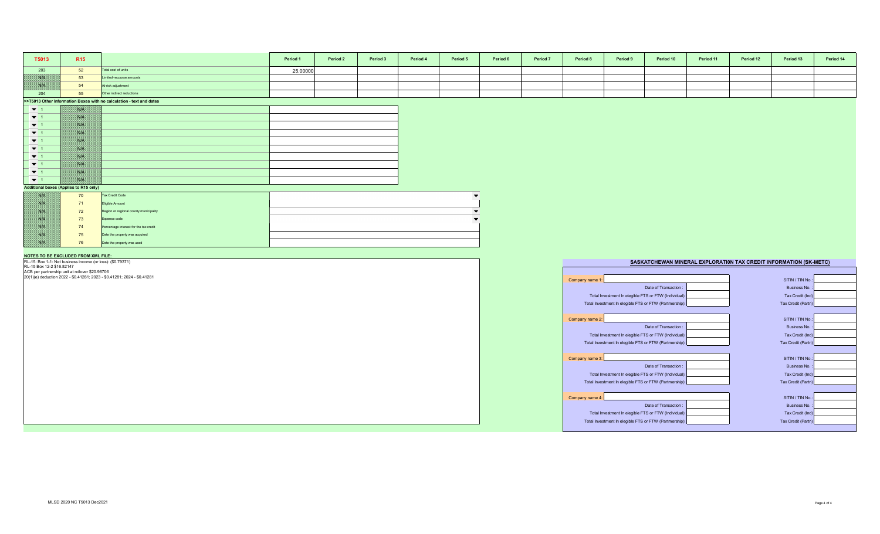| T5013 | R15 | | Period 1 | Period 2 | Period 3 | Period 4 | Period 5 | Period 6 | Period 7 | Period 8 | Period 9 | Period 10 | Period 11 | Period 12 | Period 13 | Period 14 |
|---|---|---|---|---|---|---|---|---|---|---|---|---|---|---|---|---|
| 203 | 52 | Total cost of units | 25.00000 | | | | | | | | | | | | | |
| N/A | 53 | Limited-recourse amounts | | | | | | | | | | | | | | |
| N/A | 54 | At-risk adjustment | | | | | | | | | | | | | | |
| 204 | 55 | Other indirect reductions | | | | | | | | | | | | | | |

**>>T5013 Other Information Boxes with no calculation - text and dates**

| T5013 | R15 | | |
|---|---|---|---|
| 1 | N/A | | |
| 1 | N/A | | |
| 1 | N/A | | |
| 1 | N/A | | |
| 1 | N/A | | |
| 1 | N/A | | |
| 1 | N/A | | |
| 1 | N/A | | |
| 1 | N/A | | |
| 1 | N/A | | |

**Additional boxes (Applies to R15 only)**

| T5013 | R15 | | |
|---|---|---|---|
| N/A | 70 | Tax Credit Code | |
| N/A | 71 | Eligible Amount | |
| N/A | 72 | Region or regional county municipality | |
| N/A | 73 | Expense code | |
| N/A | 74 | Percentage interest for the tax credit | |
| N/A | 75 | Date the property was acquired | |
| N/A | 76 | Date the property was used | |

**NOTES TO BE EXCLUDED FROM XML FILE:**

RL-15: Box 1-1: Net business income (or loss): ($0.79371)
RL-15 Box 12-2 $16.82147
ACB per partnership unit at rollover $20.98706
20(1)(e) deduction 2022 - $0.41281; 2023 - $0.41281; 2024 - $0.41281

**SASKATCHEWAN MINERAL EXPLORATI0N TAX CREDIT INFORMATION (SK-METC)**

Company name 1:
Date of Transaction :
Total Investment In elegible FTS or FTW (Individual):
Total Investment In elegible FTS or FTW (Partnership):
SITIN / TIN No.:
Business No. :
Tax Credit (Ind)
Tax Credit (Partn)

Company name 2:
Date of Transaction :
Total Investment In elegible FTS or FTW (Individual):
Total Investment In elegible FTS or FTW (Partnership):
SITIN / TIN No.:
Business No. :
Tax Credit (Ind)
Tax Credit (Partn)

Company name 3:
Date of Transaction :
Total Investment In elegible FTS or FTW (Individual):
Total Investment In elegible FTS or FTW (Partnership):
SITIN / TIN No.:
Business No. :
Tax Credit (Ind)
Tax Credit (Partn)

Company name 4:
Date of Transaction :
Total Investment In elegible FTS or FTW (Individual):
Total Investment In elegible FTS or FTW (Partnership):
SITIN / TIN No.:
Business No. :
Tax Credit (Ind)
Tax Credit (Partn)

MLSD 2020 NC T5013 Dec2021